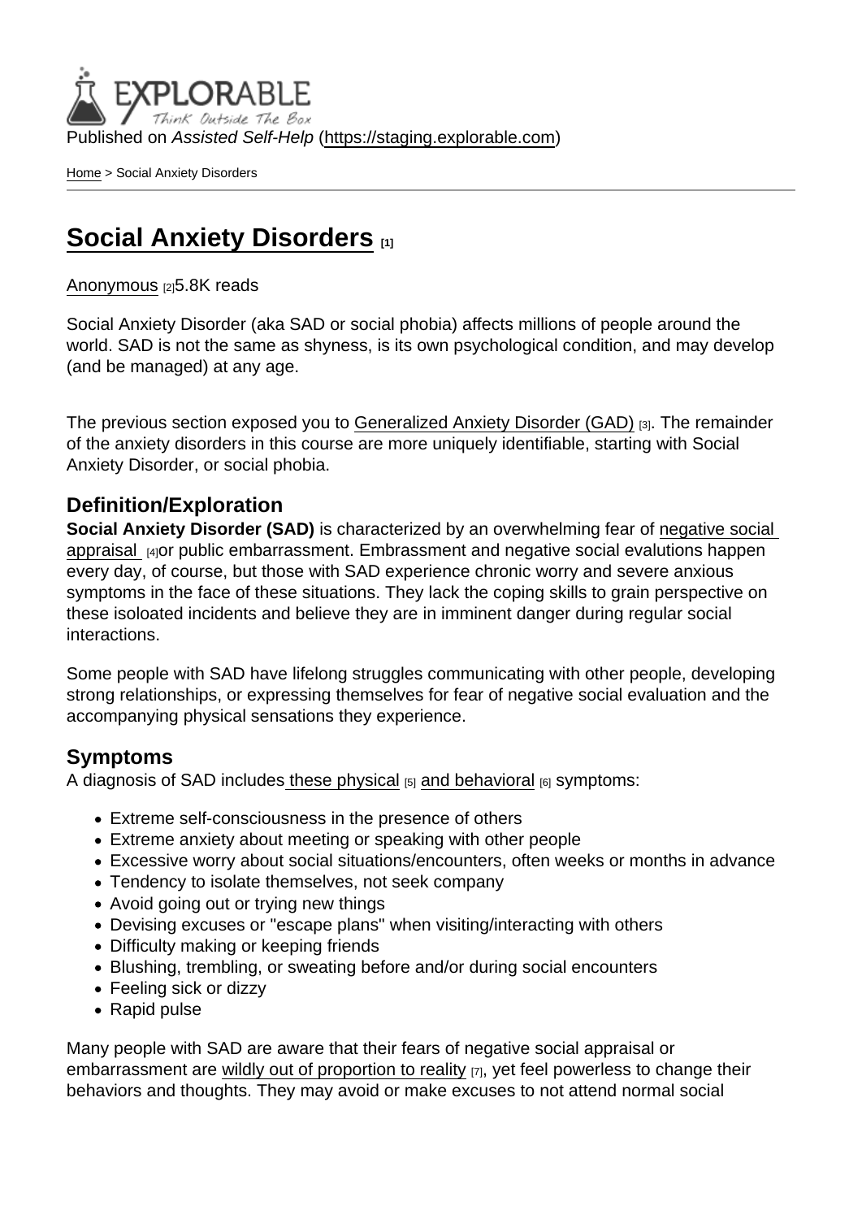Published on *Assisted Self-Help* (https://staging.explorable.com)

Home > Social Anxiety Disorders

# Social Anxiety Disorders [1]

Anonymous [2]5.8K reads

Social Anxiety Disorder (aka SAD or social phobia) affects millions of people around the world. SAD is not the same as shyness, is its own psychological condition, and may develop (and be managed) at any age.

The previous section exposed you to Generalized Anxiety Disorder (GAD) [3]. The remainder of the anxiety disorders in this course are more uniquely identifiable, starting with Social Anxiety Disorder, or social phobia.

## Definition/Exploration

**Social Anxiety Disorder (SAD)** is characterized by an overwhelming fear of negative social appraisal [4]or public embarrassment. Embrassment and negative social evalutions happen every day, of course, but those with SAD experience chronic worry and severe anxious symptoms in the face of these situations. They lack the coping skills to grain perspective on these isoloated incidents and believe they are in imminent danger during regular social interactions.

Some people with SAD have lifelong struggles communicating with other people, developing strong relationships, or expressing themselves for fear of negative social evaluation and the accompanying physical sensations they experience.

## Symptoms

A diagnosis of SAD includes these physical [5] and behavioral [6] symptoms:

- Extreme self-consciousness in the presence of others
- Extreme anxiety about meeting or speaking with other people
- Excessive worry about social situations/encounters, often weeks or months in advance
- Tendency to isolate themselves, not seek company
- Avoid going out or trying new things
- Devising excuses or "escape plans" when visiting/interacting with others
- Difficulty making or keeping friends
- Blushing, trembling, or sweating before and/or during social encounters
- Feeling sick or dizzy
- Rapid pulse

Many people with SAD are aware that their fears of negative social appraisal or embarrassment are wildly out of proportion to reality [7], yet feel powerless to change their behaviors and thoughts. They may avoid or make excuses to not attend normal social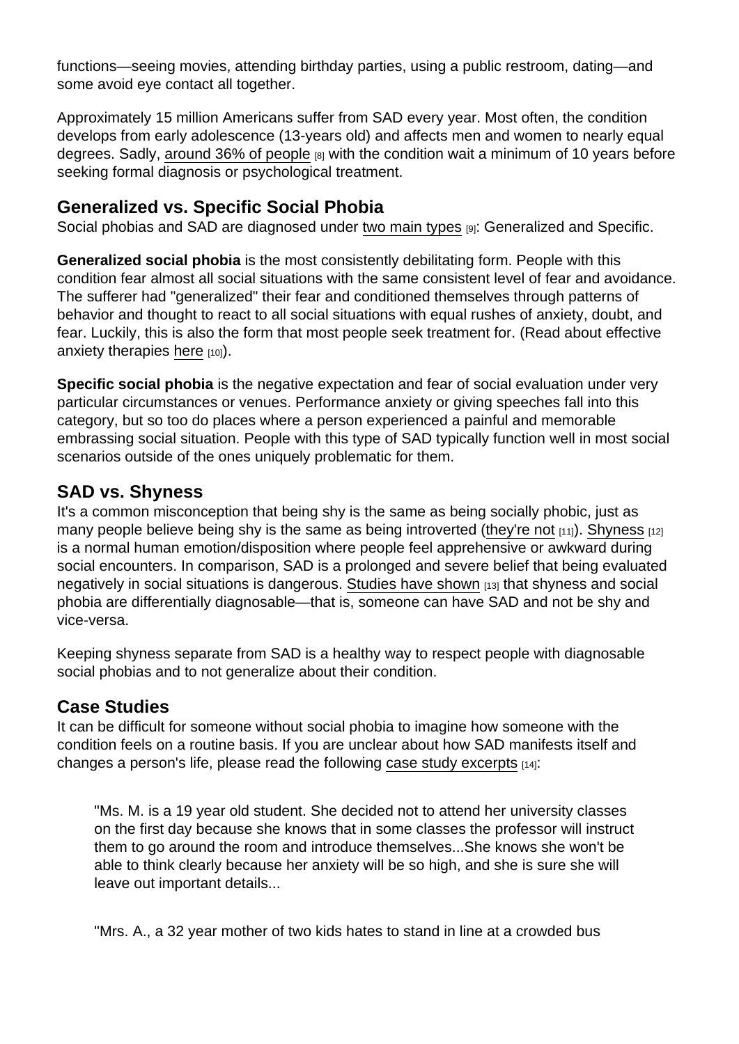functions—seeing movies, attending birthday parties, using a public restroom, dating—and some avoid eye contact all together.

Approximately 15 million Americans suffer from SAD every year. Most often, the condition develops from early adolescence (13-years old) and affects men and women to nearly equal degrees. Sadly, around 36% of people [8] with the condition wait a minimum of 10 years before seeking formal diagnosis or psychological treatment.

## Generalized vs. Specific Social Phobia

Social phobias and SAD are diagnosed under two main types [9]: Generalized and Specific.

**Generalized social phobia** is the most consistently debilitating form. People with this condition fear almost all social situations with the same consistent level of fear and avoidance. The sufferer had "generalized" their fear and conditioned themselves through patterns of behavior and thought to react to all social situations with equal rushes of anxiety, doubt, and fear. Luckily, this is also the form that most people seek treatment for. (Read about effective anxiety therapies here [10]).

**Specific social phobia** is the negative expectation and fear of social evaluation under very particular circumstances or venues. Performance anxiety or giving speeches fall into this category, but so too do places where a person experienced a painful and memorable embrassing social situation. People with this type of SAD typically function well in most social scenarios outside of the ones uniquely problematic for them.

## SAD vs. Shyness

It's a common misconception that being shy is the same as being socially phobic, just as many people believe being shy is the same as being introverted (they're not [11]). Shyness [12] is a normal human emotion/disposition where people feel apprehensive or awkward during social encounters. In comparison, SAD is a prolonged and severe belief that being evaluated negatively in social situations is dangerous. Studies have shown [13] that shyness and social phobia are differentially diagnosable—that is, someone can have SAD and not be shy and vice-versa.

Keeping shyness separate from SAD is a healthy way to respect people with diagnosable social phobias and to not generalize about their condition.

## Case Studies

It can be difficult for someone without social phobia to imagine how someone with the condition feels on a routine basis. If you are unclear about how SAD manifests itself and changes a person's life, please read the following case study excerpts [14]:

> "Ms. M. is a 19 year old student. She decided not to attend her university classes on the first day because she knows that in some classes the professor will instruct them to go around the room and introduce themselves...She knows she won't be able to think clearly because her anxiety will be so high, and she is sure she will leave out important details...

> "Mrs. A., a 32 year mother of two kids hates to stand in line at a crowded bus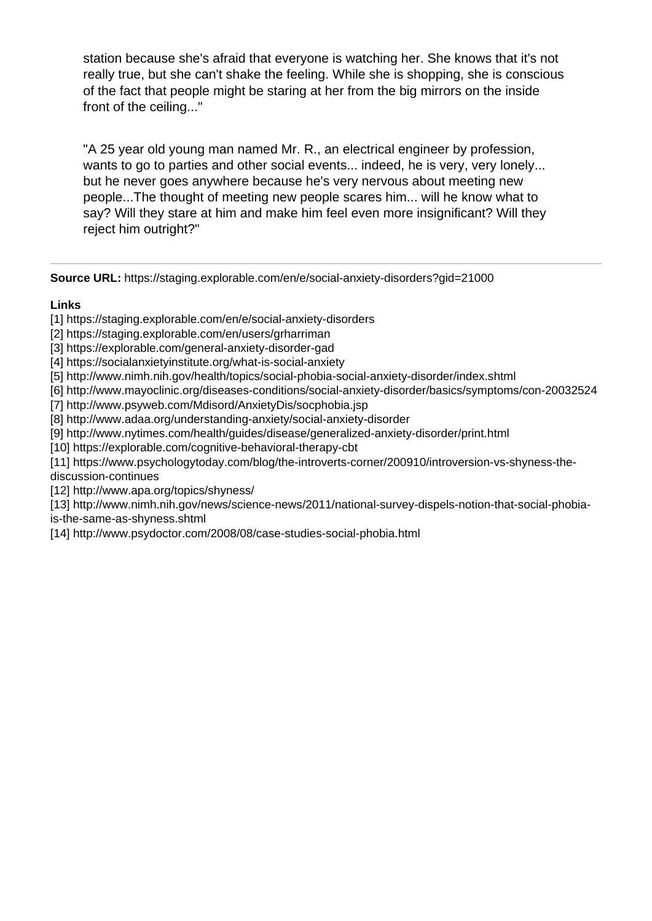station because she's afraid that everyone is watching her. She knows that it's not really true, but she can't shake the feeling. While she is shopping, she is conscious of the fact that people might be staring at her from the big mirrors on the inside front of the ceiling..."

"A 25 year old young man named Mr. R., an electrical engineer by profession, wants to go to parties and other social events... indeed, he is very, very lonely... but he never goes anywhere because he's very nervous about meeting new people...The thought of meeting new people scares him... will he know what to say? Will they stare at him and make him feel even more insignificant? Will they reject him outright?"

---

**Source URL:** https://staging.explorable.com/en/e/social-anxiety-disorders?gid=21000

**Links**

[1] https://staging.explorable.com/en/e/social-anxiety-disorders
[2] https://staging.explorable.com/en/users/grharriman
[3] https://explorable.com/general-anxiety-disorder-gad
[4] https://socialanxietyinstitute.org/what-is-social-anxiety
[5] http://www.nimh.nih.gov/health/topics/social-phobia-social-anxiety-disorder/index.shtml
[6] http://www.mayoclinic.org/diseases-conditions/social-anxiety-disorder/basics/symptoms/con-20032524
[7] http://www.psyweb.com/Mdisord/AnxietyDis/socphobia.jsp
[8] http://www.adaa.org/understanding-anxiety/social-anxiety-disorder
[9] http://www.nytimes.com/health/guides/disease/generalized-anxiety-disorder/print.html
[10] https://explorable.com/cognitive-behavioral-therapy-cbt
[11] https://www.psychologytoday.com/blog/the-introverts-corner/200910/introversion-vs-shyness-the-discussion-continues
[12] http://www.apa.org/topics/shyness/
[13] http://www.nimh.nih.gov/news/science-news/2011/national-survey-dispels-notion-that-social-phobia-is-the-same-as-shyness.shtml
[14] http://www.psydoctor.com/2008/08/case-studies-social-phobia.html